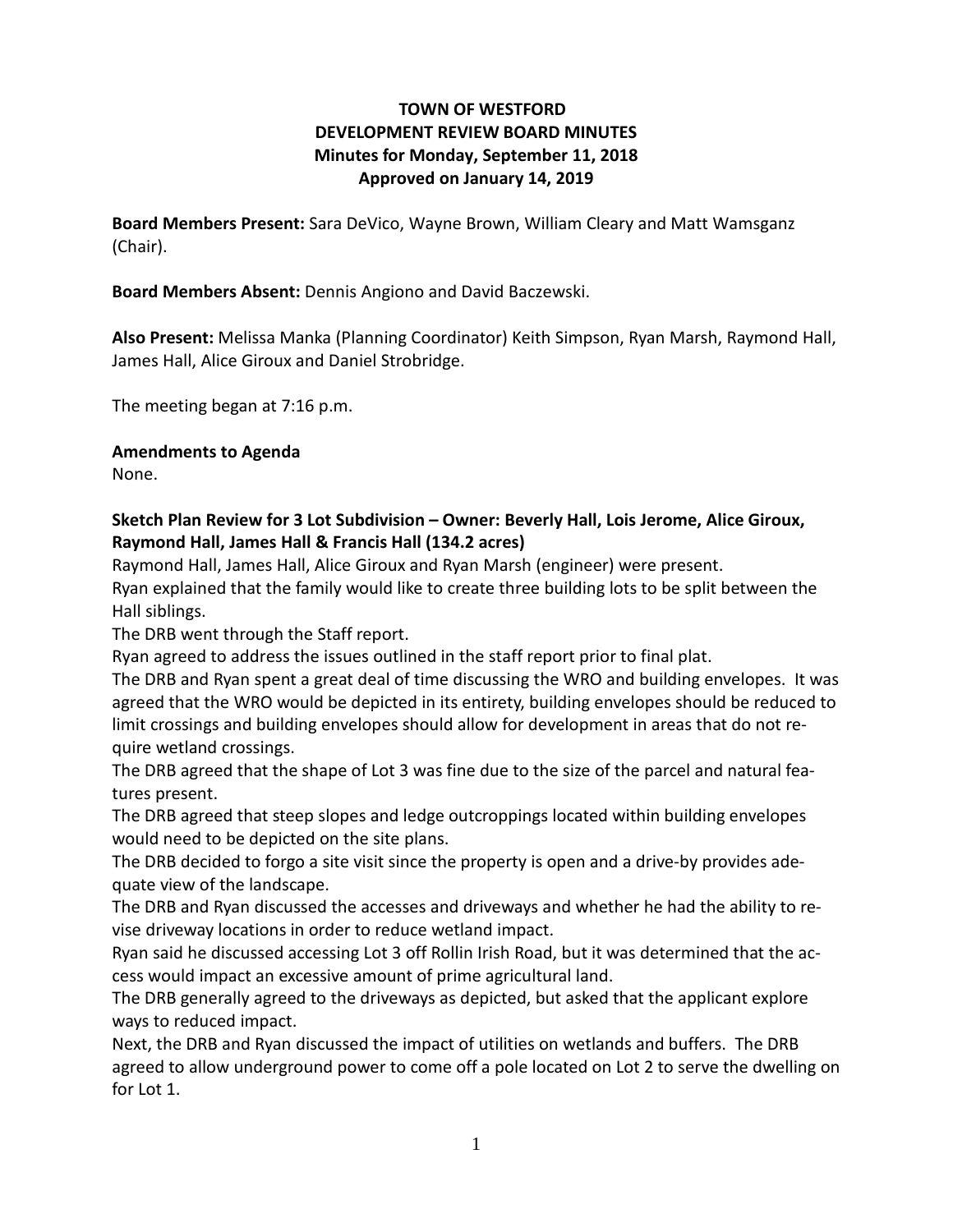**TOWN OF WESTFORD**
**DEVELOPMENT REVIEW BOARD MINUTES**
**Minutes for Monday, September 11, 2018**
**Approved on January 14, 2019**

**Board Members Present:** Sara DeVico, Wayne Brown, William Cleary and Matt Wamsganz (Chair).

**Board Members Absent:** Dennis Angiono and David Baczewski.

**Also Present:** Melissa Manka (Planning Coordinator) Keith Simpson, Ryan Marsh, Raymond Hall, James Hall, Alice Giroux and Daniel Strobridge.

The meeting began at 7:16 p.m.

**Amendments to Agenda**

None.

**Sketch Plan Review for 3 Lot Subdivision – Owner: Beverly Hall, Lois Jerome, Alice Giroux, Raymond Hall, James Hall & Francis Hall (134.2 acres)**

Raymond Hall, James Hall, Alice Giroux and Ryan Marsh (engineer) were present.

Ryan explained that the family would like to create three building lots to be split between the Hall siblings.

The DRB went through the Staff report.

Ryan agreed to address the issues outlined in the staff report prior to final plat.

The DRB and Ryan spent a great deal of time discussing the WRO and building envelopes. It was agreed that the WRO would be depicted in its entirety, building envelopes should be reduced to limit crossings and building envelopes should allow for development in areas that do not require wetland crossings.

The DRB agreed that the shape of Lot 3 was fine due to the size of the parcel and natural features present.

The DRB agreed that steep slopes and ledge outcroppings located within building envelopes would need to be depicted on the site plans.

The DRB decided to forgo a site visit since the property is open and a drive-by provides adequate view of the landscape.

The DRB and Ryan discussed the accesses and driveways and whether he had the ability to revise driveway locations in order to reduce wetland impact.

Ryan said he discussed accessing Lot 3 off Rollin Irish Road, but it was determined that the access would impact an excessive amount of prime agricultural land.

The DRB generally agreed to the driveways as depicted, but asked that the applicant explore ways to reduced impact.

Next, the DRB and Ryan discussed the impact of utilities on wetlands and buffers. The DRB agreed to allow underground power to come off a pole located on Lot 2 to serve the dwelling on for Lot 1.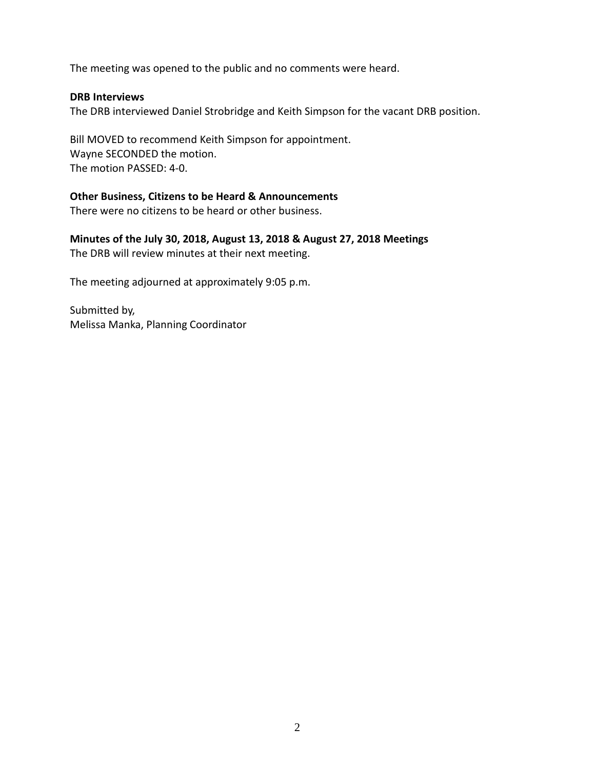The meeting was opened to the public and no comments were heard.

**DRB Interviews**
The DRB interviewed Daniel Strobridge and Keith Simpson for the vacant DRB position.

Bill MOVED to recommend Keith Simpson for appointment.
Wayne SECONDED the motion.
The motion PASSED: 4-0.

**Other Business, Citizens to be Heard & Announcements**
There were no citizens to be heard or other business.

**Minutes of the July 30, 2018, August 13, 2018 & August 27, 2018 Meetings**
The DRB will review minutes at their next meeting.

The meeting adjourned at approximately 9:05 p.m.

Submitted by,
Melissa Manka, Planning Coordinator